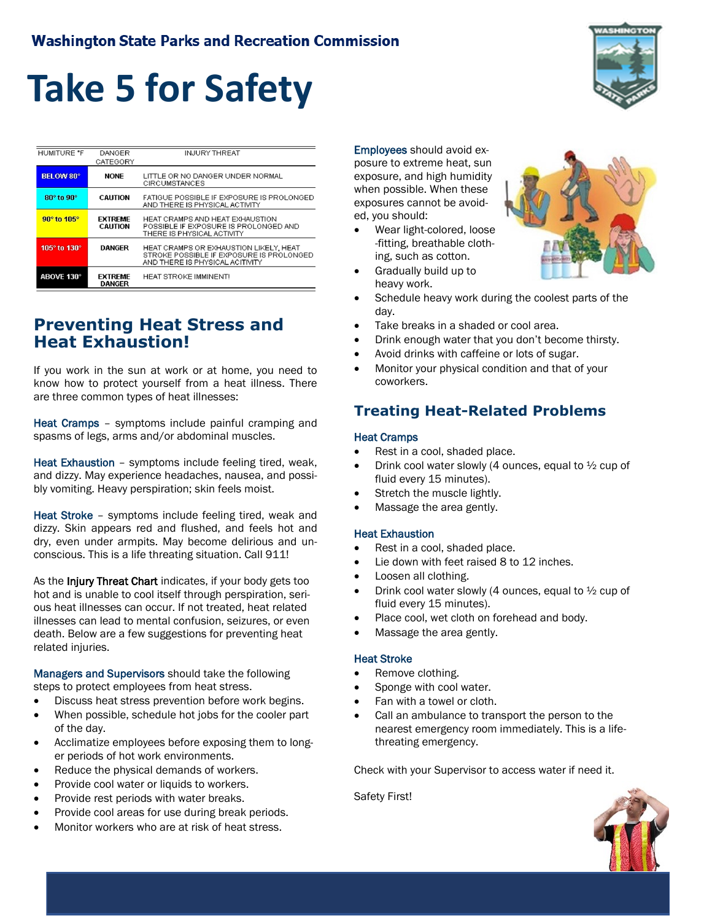## Washington State Parks and Recreation Commission

# Take 5 for Safety

| HUMITURE °F | DANGER CATEGORY | INJURY THREAT |
|---|---|---|
| BELOW 80° | NONE | LITTLE OR NO DANGER UNDER NORMAL CIRCUMSTANCES |
| 80° to 90° | CAUTION | FATIGUE POSSIBLE IF EXPOSURE IS PROLONGED AND THERE IS PHYSICAL ACTIVITY |
| 90° to 105° | EXTREME CAUTION | HEAT CRAMPS AND HEAT EXHAUSTION POSSIBLE IF EXPOSURE IS PROLONGED AND THERE IS PHYSICAL ACTIVITY |
| 105° to 130° | DANGER | HEAT CRAMPS OR EXHAUSTION LIKELY, HEAT STROKE POSSIBLE IF EXPOSURE IS PROLONGED AND THERE IS PHYSICAL ACITIVITY |
| ABOVE 130° | EXTREME DANGER | HEAT STROKE IMMINENT! |

## Preventing Heat Stress and Heat Exhaustion!

If you work in the sun at work or at home, you need to know how to protect yourself from a heat illness. There are three common types of heat illnesses:

Heat Cramps – symptoms include painful cramping and spasms of legs, arms and/or abdominal muscles.

Heat Exhaustion – symptoms include feeling tired, weak, and dizzy. May experience headaches, nausea, and possibly vomiting. Heavy perspiration; skin feels moist.

Heat Stroke – symptoms include feeling tired, weak and dizzy. Skin appears red and flushed, and feels hot and dry, even under armpits. May become delirious and unconscious. This is a life threating situation. Call 911!

As the **Injury Threat Chart** indicates, if your body gets too hot and is unable to cool itself through perspiration, serious heat illnesses can occur. If not treated, heat related illnesses can lead to mental confusion, seizures, or even death. Below are a few suggestions for preventing heat related injuries.

Managers and Supervisors should take the following steps to protect employees from heat stress.

- Discuss heat stress prevention before work begins.
- When possible, schedule hot jobs for the cooler part of the day.
- Acclimatize employees before exposing them to longer periods of hot work environments.
- Reduce the physical demands of workers.
- Provide cool water or liquids to workers.
- Provide rest periods with water breaks.
- Provide cool areas for use during break periods.
- Monitor workers who are at risk of heat stress.

Employees should avoid exposure to extreme heat, sun exposure, and high humidity when possible. When these exposures cannot be avoided, you should:

- Wear light-colored, loose-fitting, breathable clothing, such as cotton.
- Gradually build up to heavy work.
- Schedule heavy work during the coolest parts of the day.
- Take breaks in a shaded or cool area.
- Drink enough water that you don't become thirsty.
- Avoid drinks with caffeine or lots of sugar.
- Monitor your physical condition and that of your coworkers.

## Treating Heat-Related Problems

### Heat Cramps

- Rest in a cool, shaded place.
- Drink cool water slowly (4 ounces, equal to ½ cup of fluid every 15 minutes).
- Stretch the muscle lightly.
- Massage the area gently.

### Heat Exhaustion

- Rest in a cool, shaded place.
- Lie down with feet raised 8 to 12 inches.
- Loosen all clothing.
- Drink cool water slowly (4 ounces, equal to ½ cup of fluid every 15 minutes).
- Place cool, wet cloth on forehead and body.
- Massage the area gently.

### Heat Stroke

- Remove clothing.
- Sponge with cool water.
- Fan with a towel or cloth.
- Call an ambulance to transport the person to the nearest emergency room immediately. This is a life-threating emergency.

Check with your Supervisor to access water if need it.

Safety First!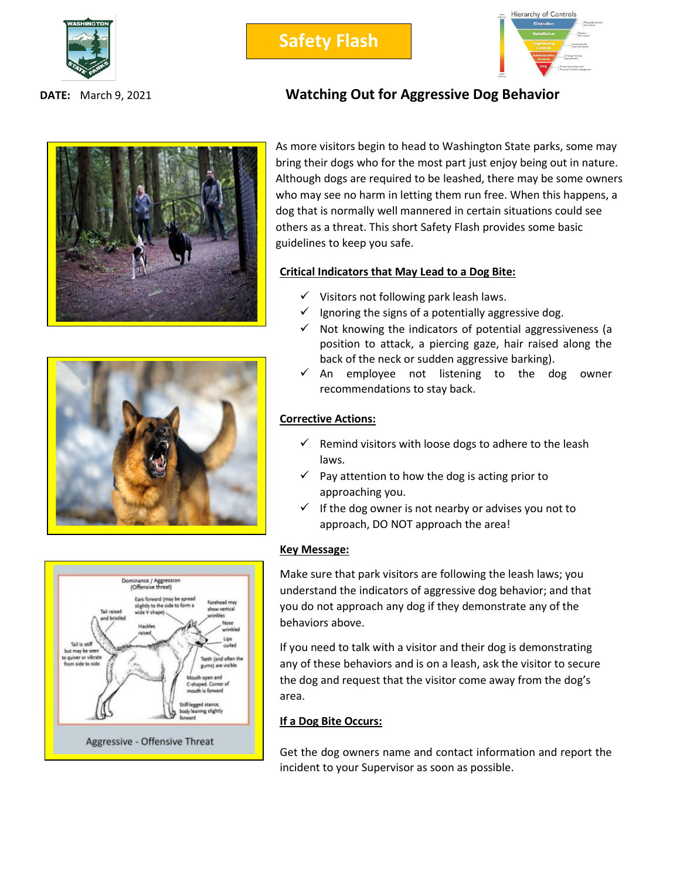Safety Flash

**DATE:** March 9, 2021

# Watching Out for Aggressive Dog Behavior

As more visitors begin to head to Washington State parks, some may bring their dogs who for the most part just enjoy being out in nature. Although dogs are required to be leashed, there may be some owners who may see no harm in letting them run free. When this happens, a dog that is normally well mannered in certain situations could see others as a threat. This short Safety Flash provides some basic guidelines to keep you safe.

## Critical Indicators that May Lead to a Dog Bite:

- ✓ Visitors not following park leash laws.
- ✓ Ignoring the signs of a potentially aggressive dog.
- ✓ Not knowing the indicators of potential aggressiveness (a position to attack, a piercing gaze, hair raised along the back of the neck or sudden aggressive barking).
- ✓ An employee not listening to the dog owner recommendations to stay back.

## Corrective Actions:

- ✓ Remind visitors with loose dogs to adhere to the leash laws.
- ✓ Pay attention to how the dog is acting prior to approaching you.
- ✓ If the dog owner is not nearby or advises you not to approach, DO NOT approach the area!

## Key Message:

Make sure that park visitors are following the leash laws; you understand the indicators of aggressive dog behavior; and that you do not approach any dog if they demonstrate any of the behaviors above.

If you need to talk with a visitor and their dog is demonstrating any of these behaviors and is on a leash, ask the visitor to secure the dog and request that the visitor come away from the dog's area.

## If a Dog Bite Occurs:

Get the dog owners name and contact information and report the incident to your Supervisor as soon as possible.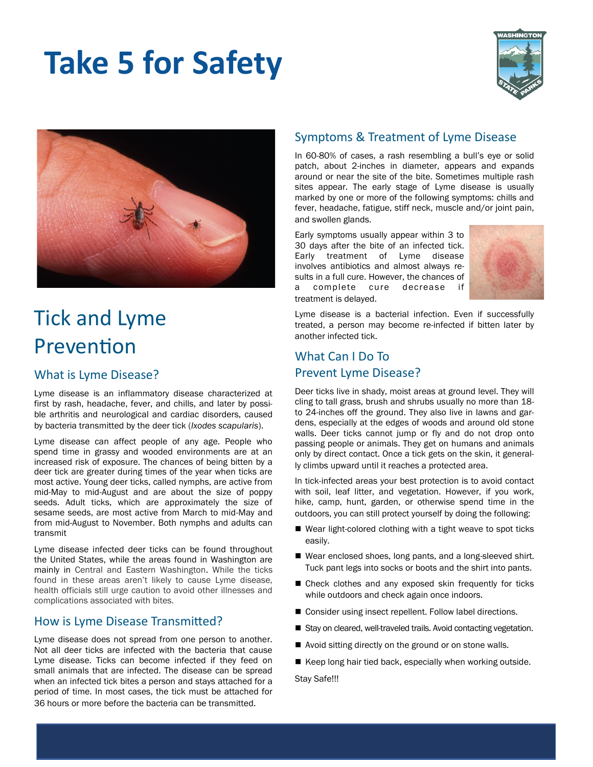# Take 5 for Safety

## Tick and Lyme Prevention

### What is Lyme Disease?

Lyme disease is an inflammatory disease characterized at first by rash, headache, fever, and chills, and later by possible arthritis and neurological and cardiac disorders, caused by bacteria transmitted by the deer tick (*Ixodes scapularis*).

Lyme disease can affect people of any age. People who spend time in grassy and wooded environments are at an increased risk of exposure. The chances of being bitten by a deer tick are greater during times of the year when ticks are most active. Young deer ticks, called nymphs, are active from mid-May to mid-August and are about the size of poppy seeds. Adult ticks, which are approximately the size of sesame seeds, are most active from March to mid-May and from mid-August to November. Both nymphs and adults can transmit

Lyme disease infected deer ticks can be found throughout the United States, while the areas found in Washington are mainly in Central and Eastern Washington. While the ticks found in these areas aren't likely to cause Lyme disease, health officials still urge caution to avoid other illnesses and complications associated with bites.

### How is Lyme Disease Transmitted?

Lyme disease does not spread from one person to another. Not all deer ticks are infected with the bacteria that cause Lyme disease. Ticks can become infected if they feed on small animals that are infected. The disease can be spread when an infected tick bites a person and stays attached for a period of time. In most cases, the tick must be attached for 36 hours or more before the bacteria can be transmitted.

### Symptoms & Treatment of Lyme Disease

In 60-80% of cases, a rash resembling a bull's eye or solid patch, about 2-inches in diameter, appears and expands around or near the site of the bite. Sometimes multiple rash sites appear. The early stage of Lyme disease is usually marked by one or more of the following symptoms: chills and fever, headache, fatigue, stiff neck, muscle and/or joint pain, and swollen glands.

Early symptoms usually appear within 3 to 30 days after the bite of an infected tick. Early treatment of Lyme disease involves antibiotics and almost always results in a full cure. However, the chances of a complete cure decrease if treatment is delayed.

Lyme disease is a bacterial infection. Even if successfully treated, a person may become re-infected if bitten later by another infected tick.

### What Can I Do To Prevent Lyme Disease?

Deer ticks live in shady, moist areas at ground level. They will cling to tall grass, brush and shrubs usually no more than 18- to 24-inches off the ground. They also live in lawns and gardens, especially at the edges of woods and around old stone walls. Deer ticks cannot jump or fly and do not drop onto passing people or animals. They get on humans and animals only by direct contact. Once a tick gets on the skin, it generally climbs upward until it reaches a protected area.

In tick-infected areas your best protection is to avoid contact with soil, leaf litter, and vegetation. However, if you work, hike, camp, hunt, garden, or otherwise spend time in the outdoors, you can still protect yourself by doing the following:

- Wear light-colored clothing with a tight weave to spot ticks easily.
- Wear enclosed shoes, long pants, and a long-sleeved shirt. Tuck pant legs into socks or boots and the shirt into pants.
- Check clothes and any exposed skin frequently for ticks while outdoors and check again once indoors.
- Consider using insect repellent. Follow label directions.
- Stay on cleared, well-traveled trails. Avoid contacting vegetation.
- Avoid sitting directly on the ground or on stone walls.
- Keep long hair tied back, especially when working outside.

Stay Safe!!!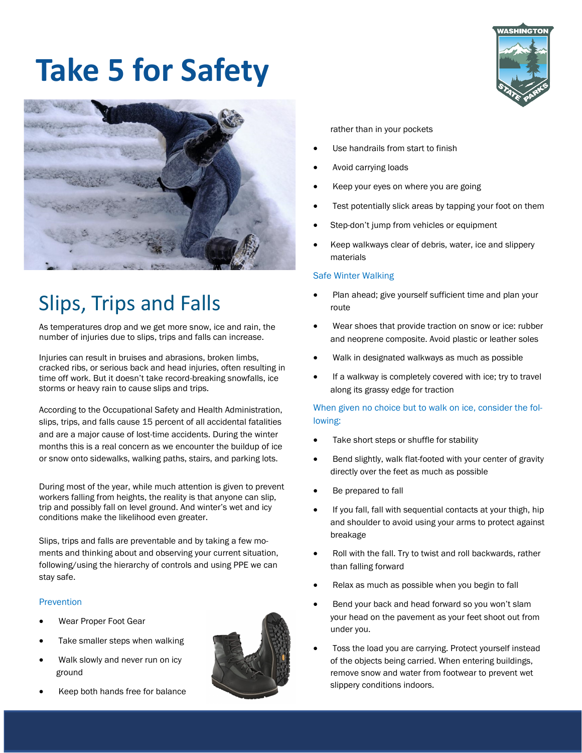# Take 5 for Safety

## Slips, Trips and Falls

As temperatures drop and we get more snow, ice and rain, the number of injuries due to slips, trips and falls can increase.

Injuries can result in bruises and abrasions, broken limbs, cracked ribs, or serious back and head injuries, often resulting in time off work. But it doesn't take record-breaking snowfalls, ice storms or heavy rain to cause slips and trips.

According to the Occupational Safety and Health Administration, slips, trips, and falls cause 15 percent of all accidental fatalities and are a major cause of lost-time accidents. During the winter months this is a real concern as we encounter the buildup of ice or snow onto sidewalks, walking paths, stairs, and parking lots.

During most of the year, while much attention is given to prevent workers falling from heights, the reality is that anyone can slip, trip and possibly fall on level ground. And winter's wet and icy conditions make the likelihood even greater.

Slips, trips and falls are preventable and by taking a few moments and thinking about and observing your current situation, following/using the hierarchy of controls and using PPE we can stay safe.

### Prevention

- Wear Proper Foot Gear
- Take smaller steps when walking
- Walk slowly and never run on icy ground
- Keep both hands free for balance rather than in your pockets
- Use handrails from start to finish
- Avoid carrying loads
- Keep your eyes on where you are going
- Test potentially slick areas by tapping your foot on them
- Step-don't jump from vehicles or equipment
- Keep walkways clear of debris, water, ice and slippery materials

### Safe Winter Walking

- Plan ahead; give yourself sufficient time and plan your route
- Wear shoes that provide traction on snow or ice: rubber and neoprene composite. Avoid plastic or leather soles
- Walk in designated walkways as much as possible
- If a walkway is completely covered with ice; try to travel along its grassy edge for traction

### When given no choice but to walk on ice, consider the following:

- Take short steps or shuffle for stability
- Bend slightly, walk flat-footed with your center of gravity directly over the feet as much as possible
- Be prepared to fall
- If you fall, fall with sequential contacts at your thigh, hip and shoulder to avoid using your arms to protect against breakage
- Roll with the fall. Try to twist and roll backwards, rather than falling forward
- Relax as much as possible when you begin to fall
- Bend your back and head forward so you won't slam your head on the pavement as your feet shoot out from under you.
- Toss the load you are carrying. Protect yourself instead of the objects being carried. When entering buildings, remove snow and water from footwear to prevent wet slippery conditions indoors.